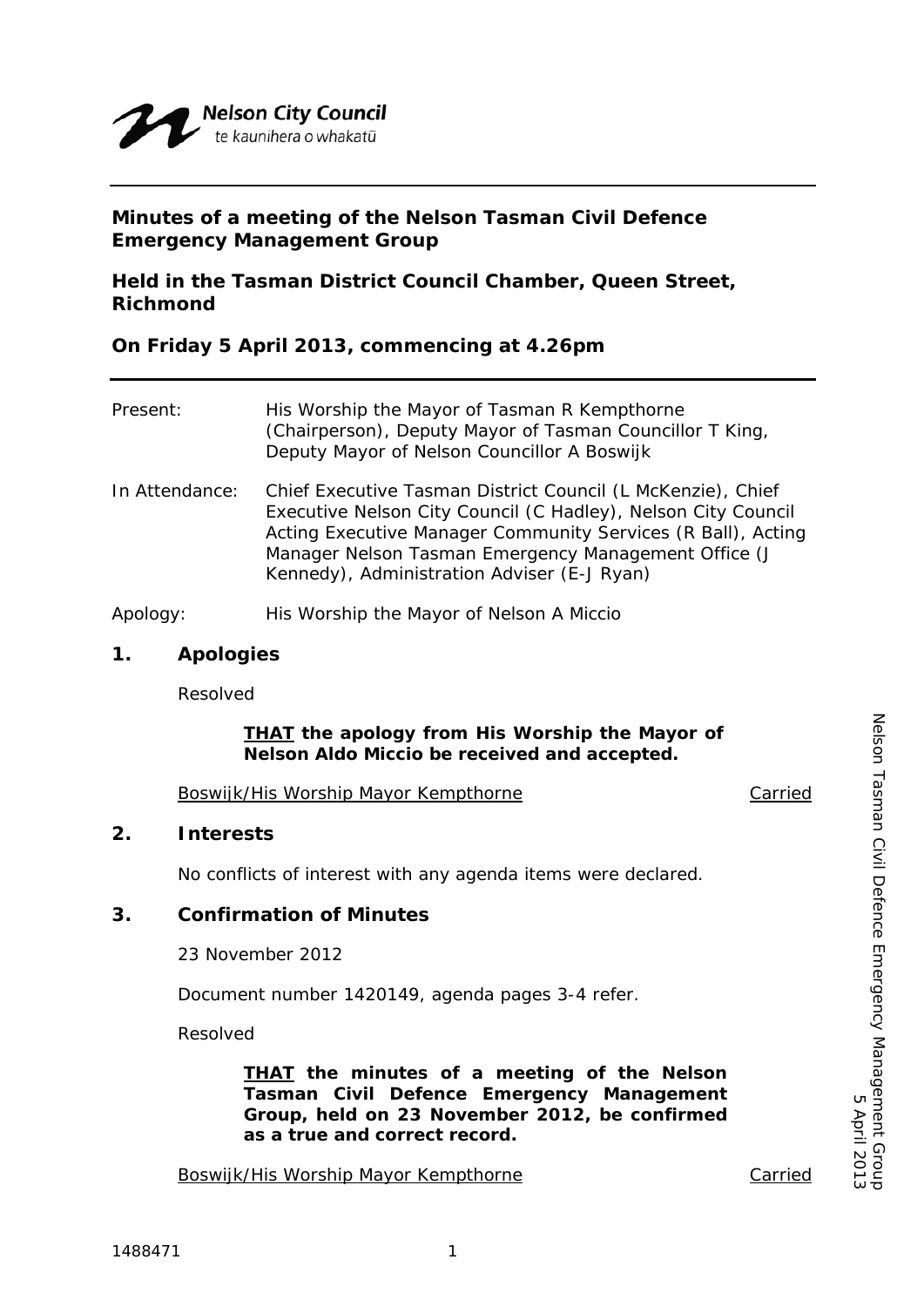Nelson City Council
te kaunihera o whakatū

**Minutes of a meeting of the Nelson Tasman Civil Defence Emergency Management Group**

**Held in the Tasman District Council Chamber, Queen Street, Richmond**

**On Friday 5 April 2013, commencing at 4.26pm**

Present: His Worship the Mayor of Tasman R Kempthorne (Chairperson), Deputy Mayor of Tasman Councillor T King, Deputy Mayor of Nelson Councillor A Boswijk

In Attendance: Chief Executive Tasman District Council (L McKenzie), Chief Executive Nelson City Council (C Hadley), Nelson City Council Acting Executive Manager Community Services (R Ball), Acting Manager Nelson Tasman Emergency Management Office (J Kennedy), Administration Adviser (E-J Ryan)

Apology: His Worship the Mayor of Nelson A Miccio

## 1. Apologies

Resolved

> **THAT the apology from His Worship the Mayor of Nelson Aldo Miccio be received and accepted.**

Boswijk/His Worship Mayor Kempthorne — Carried

## 2. Interests

No conflicts of interest with any agenda items were declared.

## 3. Confirmation of Minutes

23 November 2012

Document number 1420149, agenda pages 3-4 refer.

Resolved

> **THAT the minutes of a meeting of the Nelson Tasman Civil Defence Emergency Management Group, held on 23 November 2012, be confirmed as a true and correct record.**

Boswijk/His Worship Mayor Kempthorne — Carried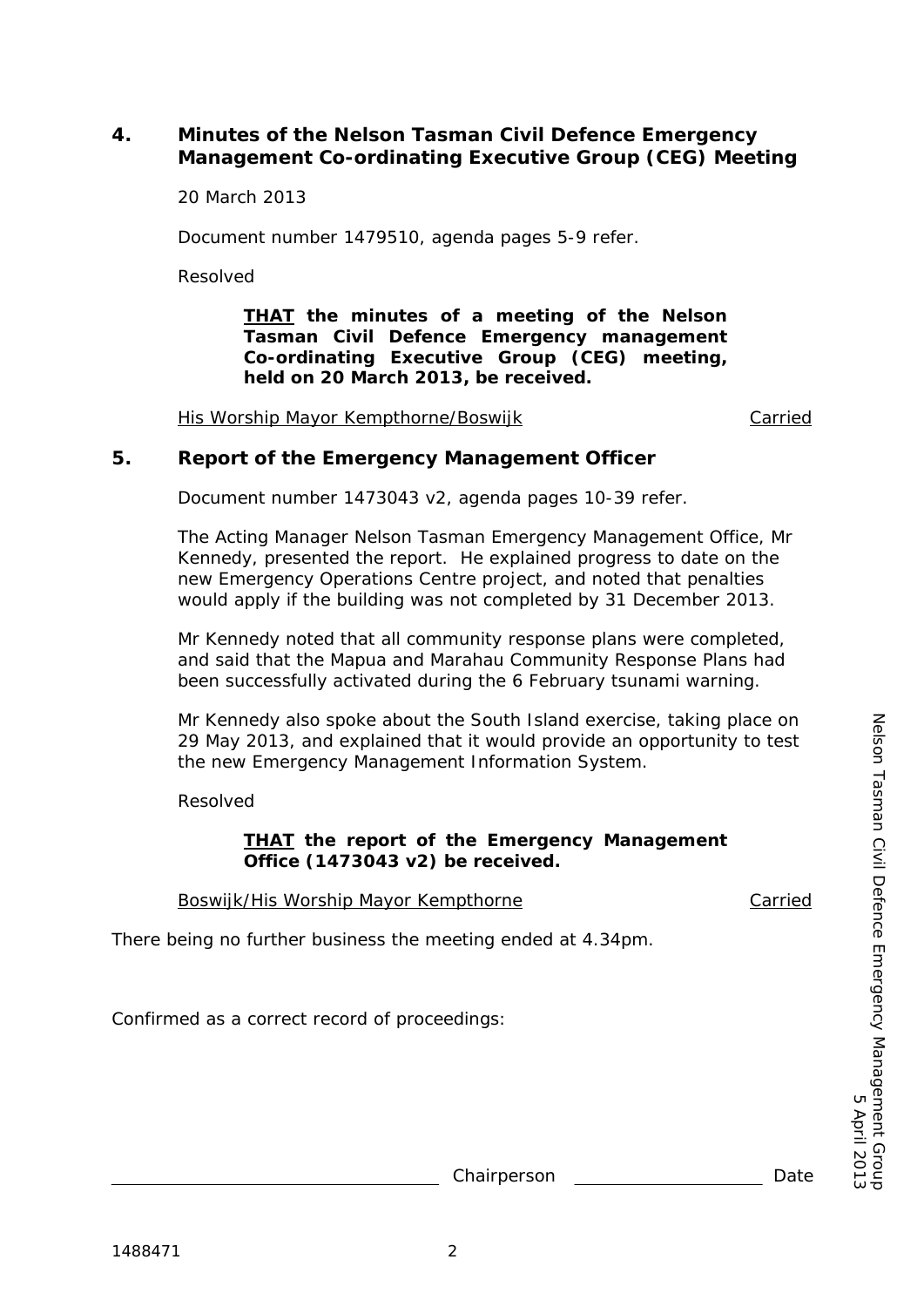## 4. Minutes of the Nelson Tasman Civil Defence Emergency Management Co-ordinating Executive Group (CEG) Meeting

20 March 2013

Document number 1479510, agenda pages 5-9 refer.

Resolved

> **THAT the minutes of a meeting of the Nelson Tasman Civil Defence Emergency management Co-ordinating Executive Group (CEG) meeting, held on 20 March 2013, be received.**

His Worship Mayor Kempthorne/Boswijk — Carried

## 5. Report of the Emergency Management Officer

Document number 1473043 v2, agenda pages 10-39 refer.

The Acting Manager Nelson Tasman Emergency Management Office, Mr Kennedy, presented the report. He explained progress to date on the new Emergency Operations Centre project, and noted that penalties would apply if the building was not completed by 31 December 2013.

Mr Kennedy noted that all community response plans were completed, and said that the Mapua and Marahau Community Response Plans had been successfully activated during the 6 February tsunami warning.

Mr Kennedy also spoke about the South Island exercise, taking place on 29 May 2013, and explained that it would provide an opportunity to test the new Emergency Management Information System.

Resolved

> **THAT the report of the Emergency Management Office (1473043 v2) be received.**

Boswijk/His Worship Mayor Kempthorne — Carried

There being no further business the meeting ended at 4.34pm.

Confirmed as a correct record of proceedings:

\_\_\_\_\_\_\_\_\_\_\_\_\_\_\_\_\_\_\_\_\_\_\_\_\_\_\_\_\_\_ Chairperson \_\_\_\_\_\_\_\_\_\_\_\_\_\_\_\_\_\_\_\_ Date